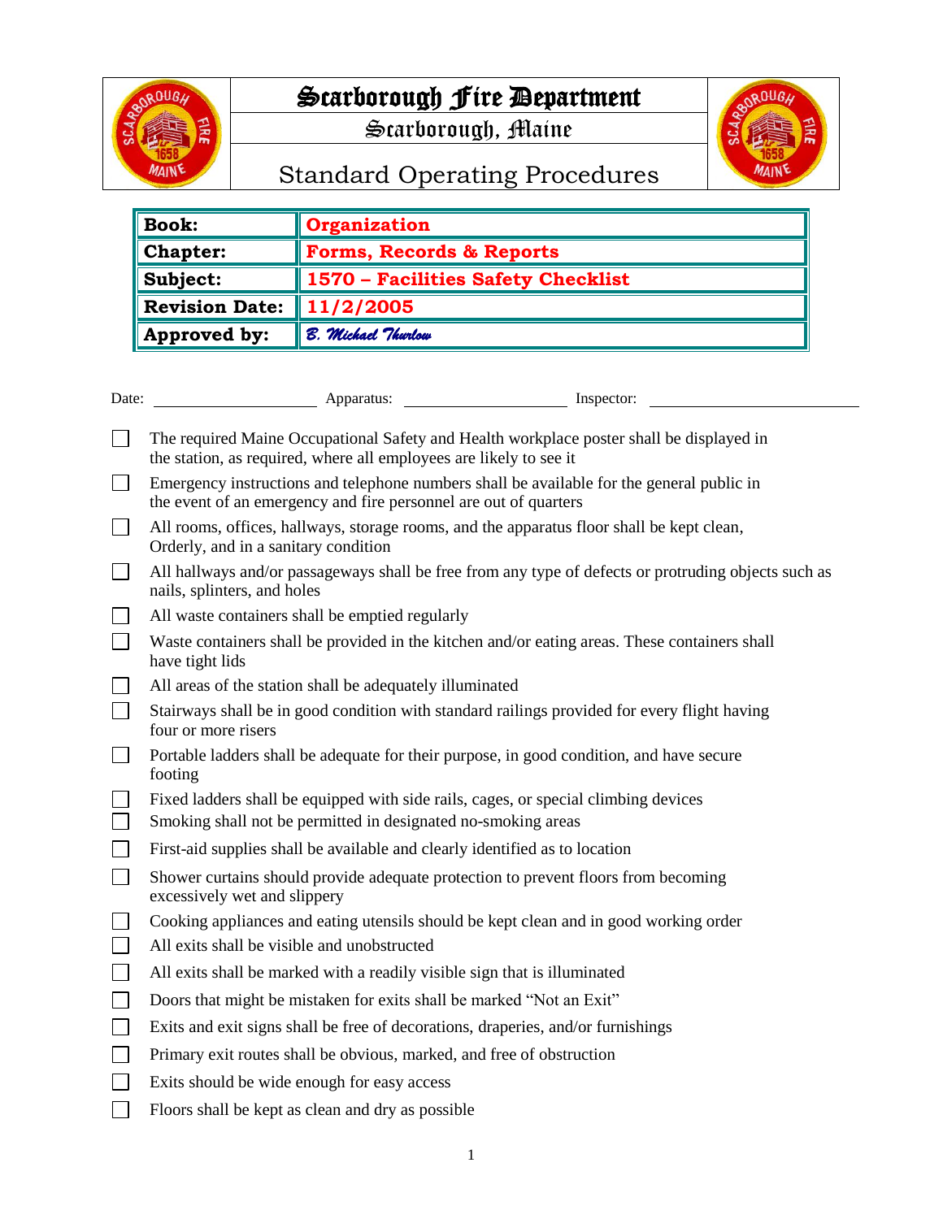# Scarborough Fire Department

## Scarborough, Maine

## Standard Operating Procedures

| | |
|---|---|
| **Book:** | **Organization** |
| **Chapter:** | **Forms, Records & Reports** |
| **Subject:** | **1570 – Facilities Safety Checklist** |
| **Revision Date:** | **11/2/2005** |
| **Approved by:** | *B. Michael Thurlow* |

Date: ____________________ Apparatus: ____________________ Inspector: ________________________

- [ ] The required Maine Occupational Safety and Health workplace poster shall be displayed in the station, as required, where all employees are likely to see it
- [ ] Emergency instructions and telephone numbers shall be available for the general public in the event of an emergency and fire personnel are out of quarters
- [ ] All rooms, offices, hallways, storage rooms, and the apparatus floor shall be kept clean, Orderly, and in a sanitary condition
- [ ] All hallways and/or passageways shall be free from any type of defects or protruding objects such as nails, splinters, and holes
- [ ] All waste containers shall be emptied regularly
- [ ] Waste containers shall be provided in the kitchen and/or eating areas. These containers shall have tight lids
- [ ] All areas of the station shall be adequately illuminated
- [ ] Stairways shall be in good condition with standard railings provided for every flight having four or more risers
- [ ] Portable ladders shall be adequate for their purpose, in good condition, and have secure footing
- [ ] Fixed ladders shall be equipped with side rails, cages, or special climbing devices
- [ ] Smoking shall not be permitted in designated no-smoking areas
- [ ] First-aid supplies shall be available and clearly identified as to location
- [ ] Shower curtains should provide adequate protection to prevent floors from becoming excessively wet and slippery
- [ ] Cooking appliances and eating utensils should be kept clean and in good working order
- [ ] All exits shall be visible and unobstructed
- [ ] All exits shall be marked with a readily visible sign that is illuminated
- [ ] Doors that might be mistaken for exits shall be marked "Not an Exit"
- [ ] Exits and exit signs shall be free of decorations, draperies, and/or furnishings
- [ ] Primary exit routes shall be obvious, marked, and free of obstruction
- [ ] Exits should be wide enough for easy access
- [ ] Floors shall be kept as clean and dry as possible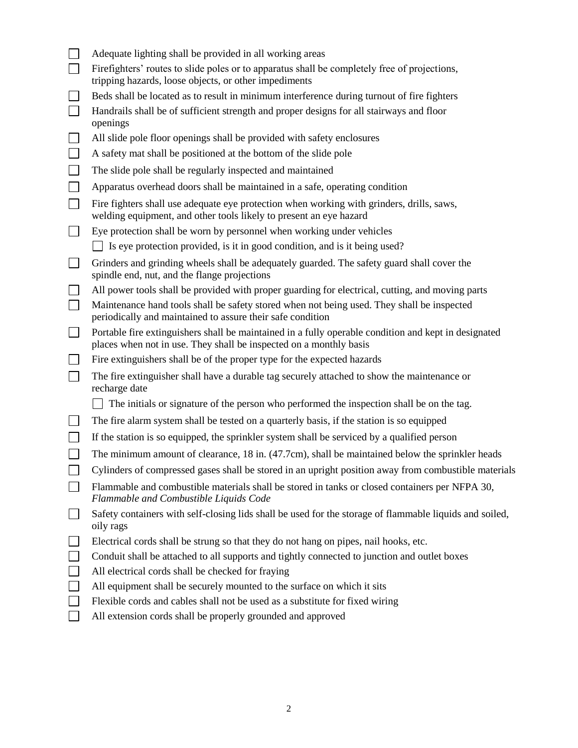- [ ] Adequate lighting shall be provided in all working areas
- [ ] Firefighters' routes to slide poles or to apparatus shall be completely free of projections, tripping hazards, loose objects, or other impediments
- [ ] Beds shall be located as to result in minimum interference during turnout of fire fighters
- [ ] Handrails shall be of sufficient strength and proper designs for all stairways and floor openings
- [ ] All slide pole floor openings shall be provided with safety enclosures
- [ ] A safety mat shall be positioned at the bottom of the slide pole
- [ ] The slide pole shall be regularly inspected and maintained
- [ ] Apparatus overhead doors shall be maintained in a safe, operating condition
- [ ] Fire fighters shall use adequate eye protection when working with grinders, drills, saws, welding equipment, and other tools likely to present an eye hazard
- [ ] Eye protection shall be worn by personnel when working under vehicles
  - [ ] Is eye protection provided, is it in good condition, and is it being used?
- [ ] Grinders and grinding wheels shall be adequately guarded. The safety guard shall cover the spindle end, nut, and the flange projections
- [ ] All power tools shall be provided with proper guarding for electrical, cutting, and moving parts
- [ ] Maintenance hand tools shall be safety stored when not being used. They shall be inspected periodically and maintained to assure their safe condition
- [ ] Portable fire extinguishers shall be maintained in a fully operable condition and kept in designated places when not in use. They shall be inspected on a monthly basis
- [ ] Fire extinguishers shall be of the proper type for the expected hazards
- [ ] The fire extinguisher shall have a durable tag securely attached to show the maintenance or recharge date
  - [ ] The initials or signature of the person who performed the inspection shall be on the tag.
- [ ] The fire alarm system shall be tested on a quarterly basis, if the station is so equipped
- [ ] If the station is so equipped, the sprinkler system shall be serviced by a qualified person
- [ ] The minimum amount of clearance, 18 in. (47.7cm), shall be maintained below the sprinkler heads
- [ ] Cylinders of compressed gases shall be stored in an upright position away from combustible materials
- [ ] Flammable and combustible materials shall be stored in tanks or closed containers per NFPA 30, *Flammable and Combustible Liquids Code*
- [ ] Safety containers with self-closing lids shall be used for the storage of flammable liquids and soiled, oily rags
- [ ] Electrical cords shall be strung so that they do not hang on pipes, nail hooks, etc.
- [ ] Conduit shall be attached to all supports and tightly connected to junction and outlet boxes
- [ ] All electrical cords shall be checked for fraying
- [ ] All equipment shall be securely mounted to the surface on which it sits
- [ ] Flexible cords and cables shall not be used as a substitute for fixed wiring
- [ ] All extension cords shall be properly grounded and approved